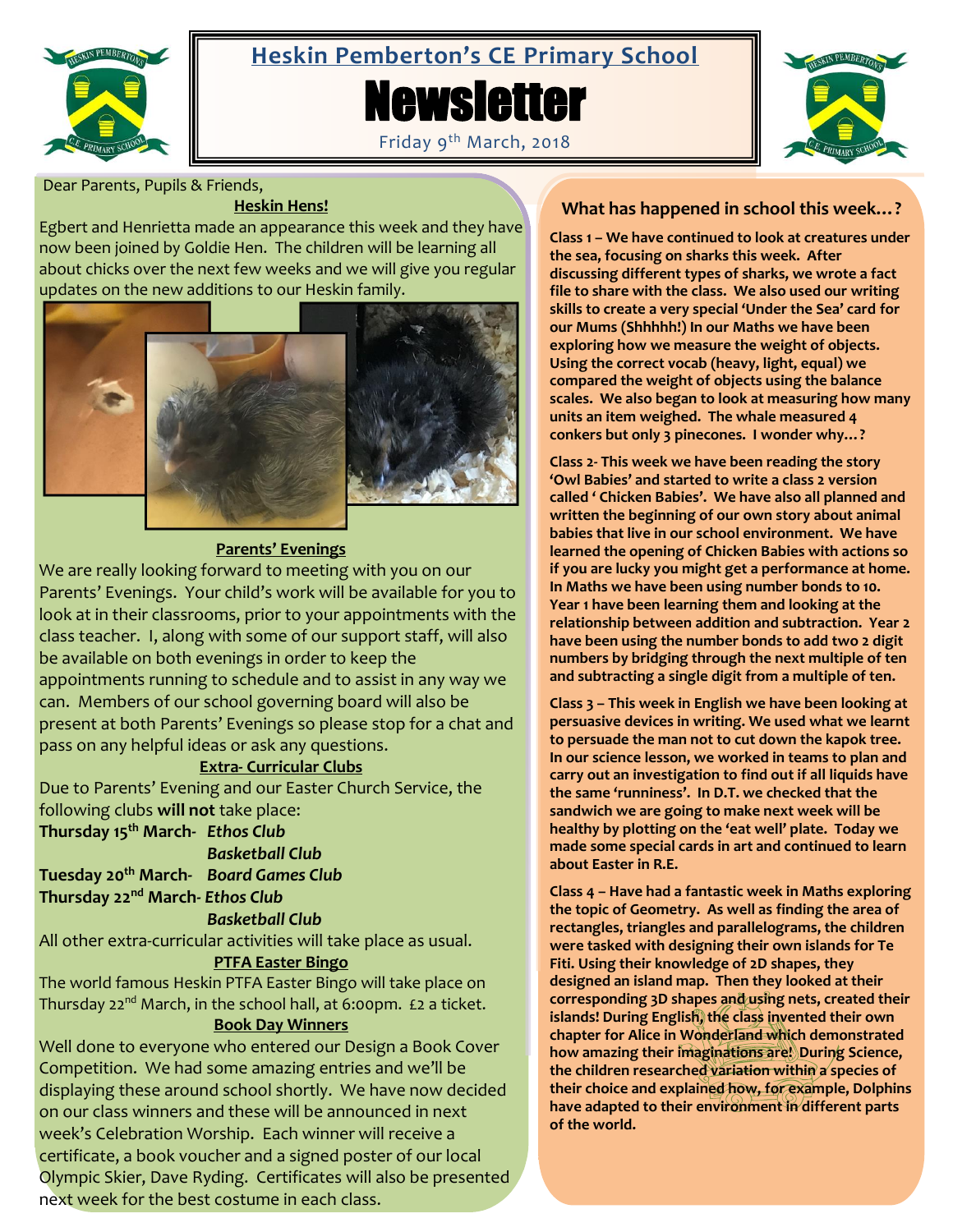# Heskin Pemberton's CE Primary School

# Newsletter

Friday 9th March, 2018

Dear Parents, Pupils & Friends,

## Heskin Hens!

Egbert and Henrietta made an appearance this week and they have now been joined by Goldie Hen. The children will be learning all about chicks over the next few weeks and we will give you regular updates on the new additions to our Heskin family.

## Parents' Evenings

We are really looking forward to meeting with you on our Parents' Evenings. Your child's work will be available for you to look at in their classrooms, prior to your appointments with the class teacher. I, along with some of our support staff, will also be available on both evenings in order to keep the appointments running to schedule and to assist in any way we can. Members of our school governing board will also be present at both Parents' Evenings so please stop for a chat and pass on any helpful ideas or ask any questions.

## Extra- Curricular Clubs

Due to Parents' Evening and our Easter Church Service, the following clubs **will not** take place:

**Thursday 15th March-** ***Ethos Club***
***Basketball Club***

**Tuesday 20th March-** ***Board Games Club***

**Thursday 22nd March-** ***Ethos Club***
***Basketball Club***

All other extra-curricular activities will take place as usual.

## PTFA Easter Bingo

The world famous Heskin PTFA Easter Bingo will take place on Thursday 22nd March, in the school hall, at 6:00pm. £2 a ticket.

## Book Day Winners

Well done to everyone who entered our Design a Book Cover Competition. We had some amazing entries and we'll be displaying these around school shortly. We have now decided on our class winners and these will be announced in next week's Celebration Worship. Each winner will receive a certificate, a book voucher and a signed poster of our local Olympic Skier, Dave Ryding. Certificates will also be presented next week for the best costume in each class.

## What has happened in school this week…?

**Class 1 – We have continued to look at creatures under the sea, focusing on sharks this week. After discussing different types of sharks, we wrote a fact file to share with the class. We also used our writing skills to create a very special 'Under the Sea' card for our Mums (Shhhhh!) In our Maths we have been exploring how we measure the weight of objects. Using the correct vocab (heavy, light, equal) we compared the weight of objects using the balance scales. We also began to look at measuring how many units an item weighed. The whale measured 4 conkers but only 3 pinecones. I wonder why…?**

**Class 2- This week we have been reading the story 'Owl Babies' and started to write a class 2 version called ' Chicken Babies'. We have also all planned and written the beginning of our own story about animal babies that live in our school environment. We have learned the opening of Chicken Babies with actions so if you are lucky you might get a performance at home. In Maths we have been using number bonds to 10. Year 1 have been learning them and looking at the relationship between addition and subtraction. Year 2 have been using the number bonds to add two 2 digit numbers by bridging through the next multiple of ten and subtracting a single digit from a multiple of ten.**

**Class 3 – This week in English we have been looking at persuasive devices in writing. We used what we learnt to persuade the man not to cut down the kapok tree. In our science lesson, we worked in teams to plan and carry out an investigation to find out if all liquids have the same 'runniness'. In D.T. we checked that the sandwich we are going to make next week will be healthy by plotting on the 'eat well' plate. Today we made some special cards in art and continued to learn about Easter in R.E.**

**Class 4 – Have had a fantastic week in Maths exploring the topic of Geometry. As well as finding the area of rectangles, triangles and parallelograms, the children were tasked with designing their own islands for Te Fiti. Using their knowledge of 2D shapes, they designed an island map. Then they looked at their corresponding 3D shapes and using nets, created their islands! During English, the class invented their own chapter for Alice in Wonderland which demonstrated how amazing their imaginations are! During Science, the children researched variation within a species of their choice and explained how, for example, Dolphins have adapted to their environment in different parts of the world.**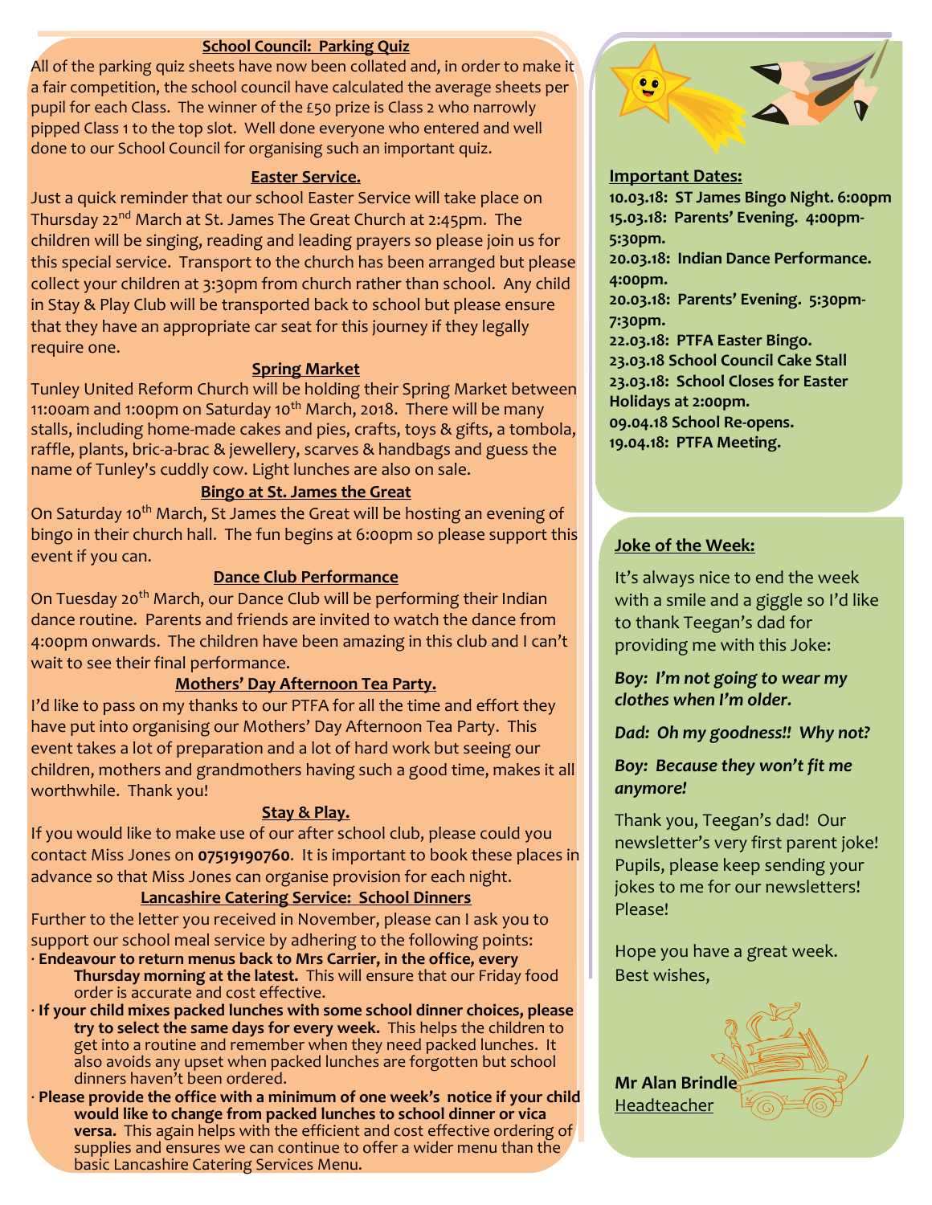## School Council: Parking Quiz

All of the parking quiz sheets have now been collated and, in order to make it a fair competition, the school council have calculated the average sheets per pupil for each Class. The winner of the £50 prize is Class 2 who narrowly pipped Class 1 to the top slot. Well done everyone who entered and well done to our School Council for organising such an important quiz.

## Easter Service.

Just a quick reminder that our school Easter Service will take place on Thursday 22nd March at St. James The Great Church at 2:45pm. The children will be singing, reading and leading prayers so please join us for this special service. Transport to the church has been arranged but please collect your children at 3:30pm from church rather than school. Any child in Stay & Play Club will be transported back to school but please ensure that they have an appropriate car seat for this journey if they legally require one.

## Spring Market

Tunley United Reform Church will be holding their Spring Market between 11:00am and 1:00pm on Saturday 10th March, 2018. There will be many stalls, including home-made cakes and pies, crafts, toys & gifts, a tombola, raffle, plants, bric-a-brac & jewellery, scarves & handbags and guess the name of Tunley's cuddly cow. Light lunches are also on sale.

## Bingo at St. James the Great

On Saturday 10th March, St James the Great will be hosting an evening of bingo in their church hall. The fun begins at 6:00pm so please support this event if you can.

## Dance Club Performance

On Tuesday 20th March, our Dance Club will be performing their Indian dance routine. Parents and friends are invited to watch the dance from 4:00pm onwards. The children have been amazing in this club and I can't wait to see their final performance.

## Mothers' Day Afternoon Tea Party.

I'd like to pass on my thanks to our PTFA for all the time and effort they have put into organising our Mothers' Day Afternoon Tea Party. This event takes a lot of preparation and a lot of hard work but seeing our children, mothers and grandmothers having such a good time, makes it all worthwhile. Thank you!

## Stay & Play.

If you would like to make use of our after school club, please could you contact Miss Jones on **07519190760**. It is important to book these places in advance so that Miss Jones can organise provision for each night.

## Lancashire Catering Service: School Dinners

Further to the letter you received in November, please can I ask you to support our school meal service by adhering to the following points:

- **Endeavour to return menus back to Mrs Carrier, in the office, every Thursday morning at the latest.** This will ensure that our Friday food order is accurate and cost effective.
- **If your child mixes packed lunches with some school dinner choices, please try to select the same days for every week.** This helps the children to get into a routine and remember when they need packed lunches. It also avoids any upset when packed lunches are forgotten but school dinners haven't been ordered.
- **Please provide the office with a minimum of one week's notice if your child would like to change from packed lunches to school dinner or vica versa.** This again helps with the efficient and cost effective ordering of supplies and ensures we can continue to offer a wider menu than the basic Lancashire Catering Services Menu.

## Important Dates:

**10.03.18: ST James Bingo Night. 6:00pm**
**15.03.18: Parents' Evening. 4:00pm-5:30pm.**
**20.03.18: Indian Dance Performance. 4:00pm.**
**20.03.18: Parents' Evening. 5:30pm-7:30pm.**
**22.03.18: PTFA Easter Bingo.**
**23.03.18 School Council Cake Stall**
**23.03.18: School Closes for Easter Holidays at 2:00pm.**
**09.04.18 School Re-opens.**
**19.04.18: PTFA Meeting.**

## Joke of the Week:

It's always nice to end the week with a smile and a giggle so I'd like to thank Teegan's dad for providing me with this Joke:

***Boy: I'm not going to wear my clothes when I'm older.***

***Dad: Oh my goodness!! Why not?***

***Boy: Because they won't fit me anymore!***

Thank you, Teegan's dad! Our newsletter's very first parent joke! Pupils, please keep sending your jokes to me for our newsletters! Please!

Hope you have a great week.
Best wishes,

**Mr Alan Brindle**
Headteacher